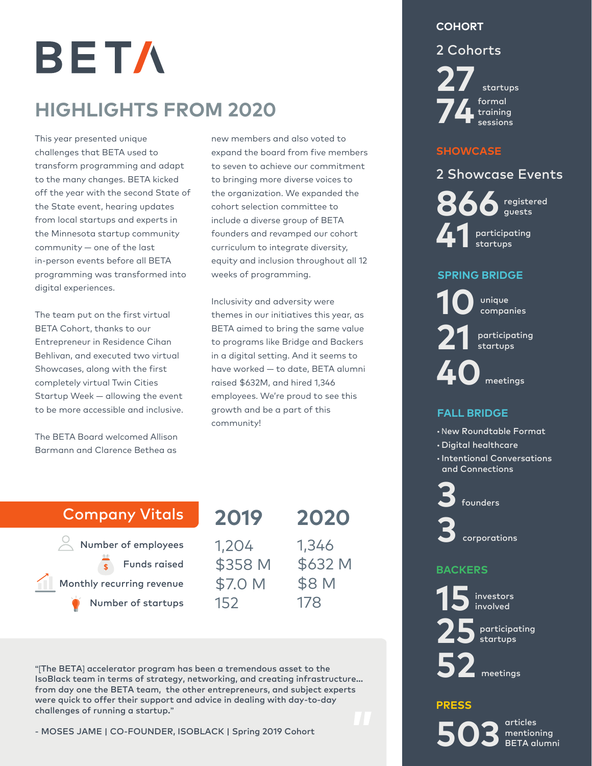# BETA

## HIGHLIGHTS FROM 2020

This year presented unique challenges that BETA used to transform programming and adapt to the many changes. BETA kicked off the year with the second State of the State event, hearing updates from local startups and experts in the Minnesota startup community community — one of the last in-person events before all BETA programming was transformed into digital experiences.

The team put on the first virtual BETA Cohort, thanks to our Entrepreneur in Residence Cihan Behlivan, and executed two virtual Showcases, along with the first completely virtual Twin Cities Startup Week — allowing the event to be more accessible and inclusive.

The BETA Board welcomed Allison Barmann and Clarence Bethea as new members and also voted to expand the board from five members to seven to achieve our commitment to bringing more diverse voices to the organization. We expanded the cohort selection committee to include a diverse group of BETA founders and revamped our cohort curriculum to integrate diversity, equity and inclusion throughout all 12 weeks of programming.

Inclusivity and adversity were themes in our initiatives this year, as BETA aimed to bring the same value to programs like Bridge and Backers in a digital setting. And it seems to have worked — to date, BETA alumni raised $632M, and hired 1,346 employees. We're proud to see this growth and be a part of this community!

| Company Vitals | 2019 | 2020 |
|---|---|---|
| Number of employees | 1,204 | 1,346 |
| Funds raised | $358 M | $632 M |
| Monthly recurring revenue | $7.0 M | $8 M |
| Number of startups | 152 | 178 |

"[The BETA] accelerator program has been a tremendous asset to the IsoBlack team in terms of strategy, networking, and creating infrastructure... from day one the BETA team, the other entrepreneurs, and subject experts were quick to offer their support and advice in dealing with day-to-day challenges of running a startup."

- MOSES JAME | CO-FOUNDER, ISOBLACK | Spring 2019 Cohort

### COHORT

2 Cohorts

- **27** startups
- **74** formal training sessions

### SHOWCASE

2 Showcase Events

- **866** registered guests
- **41** participating startups

### SPRING BRIDGE

- **10** unique companies
- **21** participating startups
- **40** meetings

### FALL BRIDGE

- New Roundtable Format
- Digital healthcare
- Intentional Conversations and Connections

- **3** founders
- **3** corporations

### BACKERS

- **15** investors involved
- **25** participating startups
- **52** meetings

### PRESS

- **503** articles mentioning BETA alumni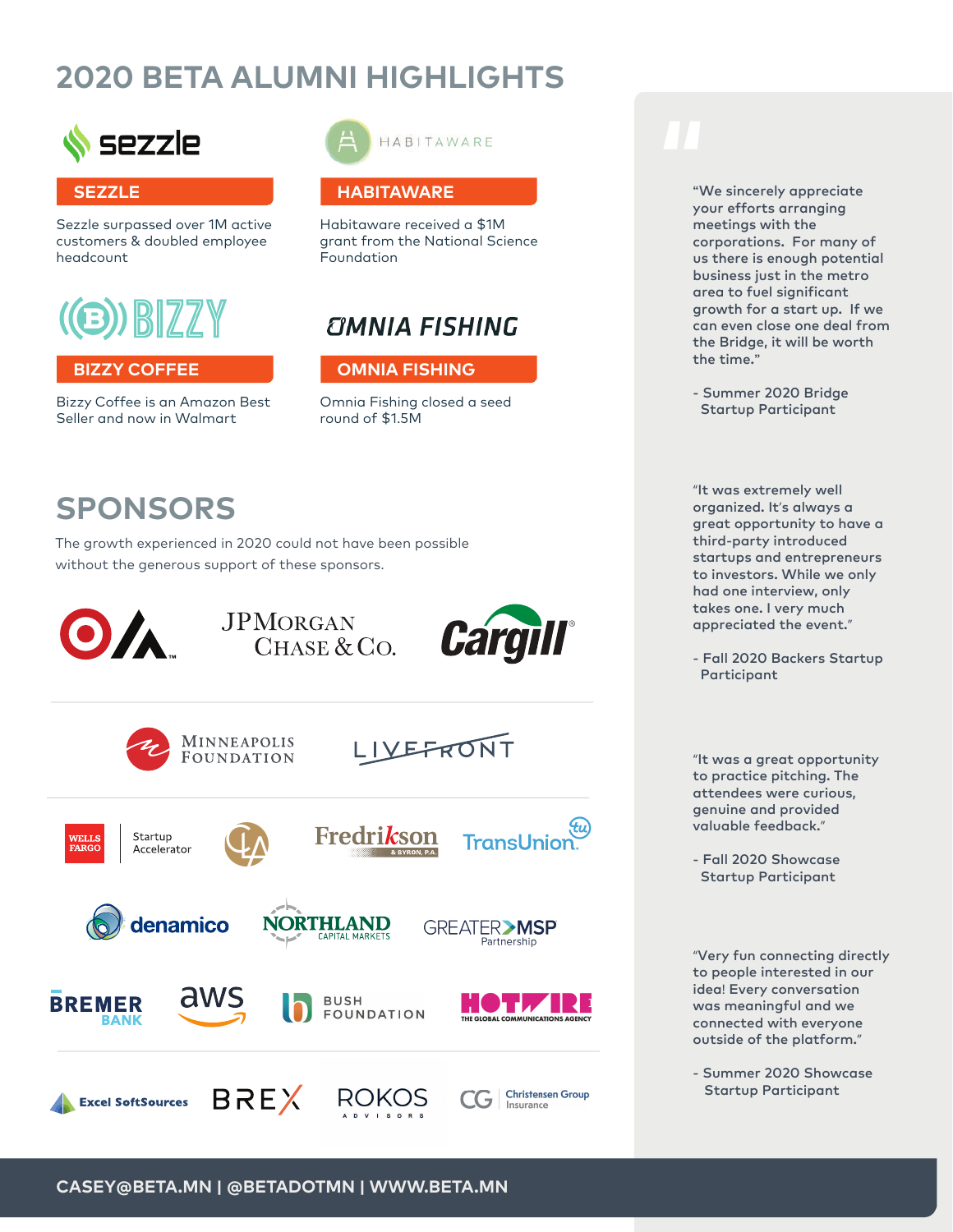# 2020 BETA ALUMNI HIGHLIGHTS

### SEZZLE

Sezzle surpassed over 1M active customers & doubled employee headcount

### HABITAWARE

Habitaware received a $1M grant from the National Science Foundation

### BIZZY COFFEE

Bizzy Coffee is an Amazon Best Seller and now in Walmart

### OMNIA FISHING

Omnia Fishing closed a seed round of $1.5M

## SPONSORS

The growth experienced in 2020 could not have been possible without the generous support of these sponsors.

Target, JPMorgan Chase & Co., Cargill, Minneapolis Foundation, Livefront, Wells Fargo Startup Accelerator, Fredrikson & Byron, P.A., TransUnion, denamico, Northland Capital Markets, Greater MSP Partnership, Bremer Bank, aws, Bush Foundation, Hotwire The Global Communications Agency, Excel SoftSources, BREX, ROKOS Advisors, Christensen Group Insurance

"We sincerely appreciate your efforts arranging meetings with the corporations. For many of us there is enough potential business just in the metro area to fuel significant growth for a start up. If we can even close one deal from the Bridge, it will be worth the time."

- Summer 2020 Bridge Startup Participant

"It was extremely well organized. It's always a great opportunity to have a third-party introduced startups and entrepreneurs to investors. While we only had one interview, only takes one. I very much appreciated the event."

- Fall 2020 Backers Startup Participant

"It was a great opportunity to practice pitching. The attendees were curious, genuine and provided valuable feedback."

- Fall 2020 Showcase Startup Participant

"Very fun connecting directly to people interested in our idea! Every conversation was meaningful and we connected with everyone outside of the platform."

- Summer 2020 Showcase Startup Participant

CASEY@BETA.MN | @BETADOTMN | WWW.BETA.MN